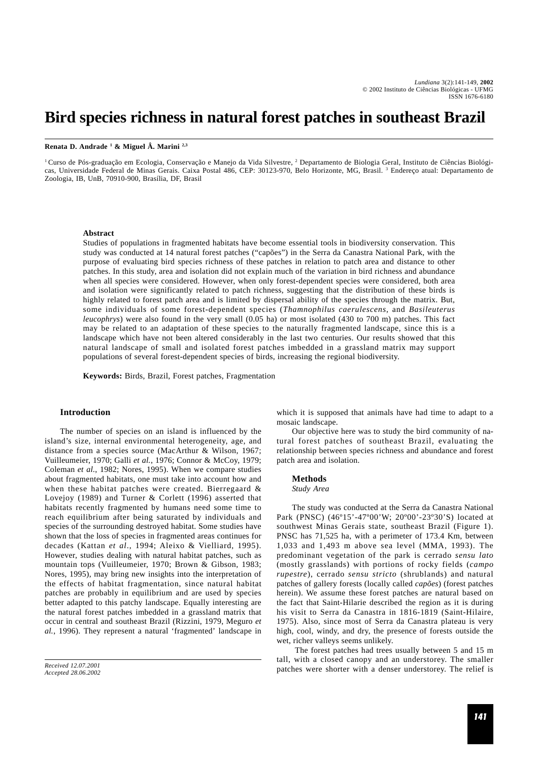# Bird species richness in natural forest patches in southeast Brazil

**Renata D. Andrade [1] & Miguel Â. Marini [2,3]**

[1] Curso de Pós-graduação em Ecologia, Conservação e Manejo da Vida Silvestre, [2] Departamento de Biologia Geral, Instituto de Ciências Biológicas, Universidade Federal de Minas Gerais. Caixa Postal 486, CEP: 30123-970, Belo Horizonte, MG, Brasil. [3] Endereço atual: Departamento de Zoologia, IB, UnB, 70910-900, Brasília, DF, Brasil

### Abstract

Studies of populations in fragmented habitats have become essential tools in biodiversity conservation. This study was conducted at 14 natural forest patches ("capões") in the Serra da Canastra National Park, with the purpose of evaluating bird species richness of these patches in relation to patch area and distance to other patches. In this study, area and isolation did not explain much of the variation in bird richness and abundance when all species were considered. However, when only forest-dependent species were considered, both area and isolation were significantly related to patch richness, suggesting that the distribution of these birds is highly related to forest patch area and is limited by dispersal ability of the species through the matrix. But, some individuals of some forest-dependent species (*Thamnophilus caerulescens*, and *Basileuterus leucophrys*) were also found in the very small (0.05 ha) or most isolated (430 to 700 m) patches. This fact may be related to an adaptation of these species to the naturally fragmented landscape, since this is a landscape which have not been altered considerably in the last two centuries. Our results showed that this natural landscape of small and isolated forest patches imbedded in a grassland matrix may support populations of several forest-dependent species of birds, increasing the regional biodiversity.

**Keywords:** Birds, Brazil, Forest patches, Fragmentation

## Introduction

The number of species on an island is influenced by the island's size, internal environmental heterogeneity, age, and distance from a species source (MacArthur & Wilson, 1967; Vuilleumeier, 1970; Galli *et al.*, 1976; Connor & McCoy, 1979; Coleman *et al.*, 1982; Nores, 1995). When we compare studies about fragmented habitats, one must take into account how and when these habitat patches were created. Bierregaard & Lovejoy (1989) and Turner & Corlett (1996) asserted that habitats recently fragmented by humans need some time to reach equilibrium after being saturated by individuals and species of the surrounding destroyed habitat. Some studies have shown that the loss of species in fragmented areas continues for decades (Kattan *et al.*, 1994; Aleixo & Vielliard, 1995). However, studies dealing with natural habitat patches, such as mountain tops (Vuilleumeier, 1970; Brown & Gibson, 1983; Nores, 1995), may bring new insights into the interpretation of the effects of habitat fragmentation, since natural habitat patches are probably in equilibrium and are used by species better adapted to this patchy landscape. Equally interesting are the natural forest patches imbedded in a grassland matrix that occur in central and southeast Brazil (Rizzini, 1979, Meguro *et al.*, 1996). They represent a natural 'fragmented' landscape in which it is supposed that animals have had time to adapt to a mosaic landscape.

Our objective here was to study the bird community of natural forest patches of southeast Brazil, evaluating the relationship between species richness and abundance and forest patch area and isolation.

## Methods

### *Study Area*

The study was conducted at the Serra da Canastra National Park (PNSC) (46º15'-47º00'W; 20º00'-23º30'S) located at southwest Minas Gerais state, southeast Brazil (Figure 1). PNSC has 71,525 ha, with a perimeter of 173.4 Km, between 1,033 and 1,493 m above sea level (MMA, 1993). The predominant vegetation of the park is cerrado *sensu lato* (mostly grasslands) with portions of rocky fields (*campo rupestre*), cerrado *sensu stricto* (shrublands) and natural patches of gallery forests (locally called *capões*) (forest patches herein). We assume these forest patches are natural based on the fact that Saint-Hilarie described the region as it is during his visit to Serra da Canastra in 1816-1819 (Saint-Hilaire, 1975). Also, since most of Serra da Canastra plateau is very high, cool, windy, and dry, the presence of forests outside the wet, richer valleys seems unlikely.

The forest patches had trees usually between 5 and 15 m tall, with a closed canopy and an understorey. The smaller patches were shorter with a denser understorey. The relief is

*Received 12.07.2001*
*Accepted 28.06.2002*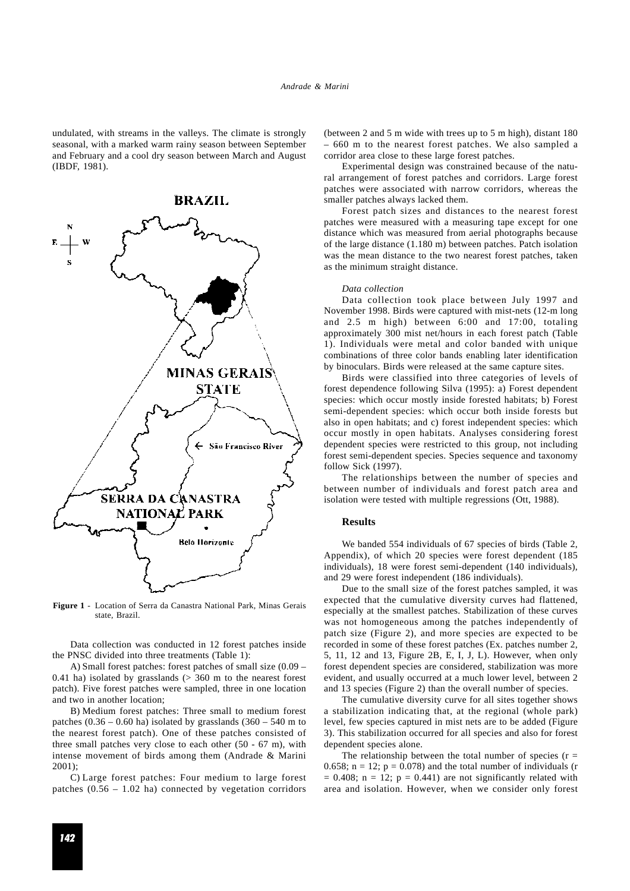undulated, with streams in the valleys. The climate is strongly seasonal, with a marked warm rainy season between September and February and a cool dry season between March and August (IBDF, 1981).

BRAZIL

N
E W
S

MINAS GERAIS STATE

← São Francisco River

SERRA DA CANASTRA NATIONAL PARK

Belo Horizonte

**Figure 1** - Location of Serra da Canastra National Park, Minas Gerais state, Brazil.

Data collection was conducted in 12 forest patches inside the PNSC divided into three treatments (Table 1):

A) Small forest patches: forest patches of small size (0.09 – 0.41 ha) isolated by grasslands (> 360 m to the nearest forest patch). Five forest patches were sampled, three in one location and two in another location;

B) Medium forest patches: Three small to medium forest patches (0.36 – 0.60 ha) isolated by grasslands (360 – 540 m to the nearest forest patch). One of these patches consisted of three small patches very close to each other (50 - 67 m), with intense movement of birds among them (Andrade & Marini 2001);

C) Large forest patches: Four medium to large forest patches (0.56 – 1.02 ha) connected by vegetation corridors (between 2 and 5 m wide with trees up to 5 m high), distant 180 – 660 m to the nearest forest patches. We also sampled a corridor area close to these large forest patches.

Experimental design was constrained because of the natural arrangement of forest patches and corridors. Large forest patches were associated with narrow corridors, whereas the smaller patches always lacked them.

Forest patch sizes and distances to the nearest forest patches were measured with a measuring tape except for one distance which was measured from aerial photographs because of the large distance (1.180 m) between patches. Patch isolation was the mean distance to the two nearest forest patches, taken as the minimum straight distance.

*Data collection*

Data collection took place between July 1997 and November 1998. Birds were captured with mist-nets (12-m long and 2.5 m high) between 6:00 and 17:00, totaling approximately 300 mist net/hours in each forest patch (Table 1). Individuals were metal and color banded with unique combinations of three color bands enabling later identification by binoculars. Birds were released at the same capture sites.

Birds were classified into three categories of levels of forest dependence following Silva (1995): a) Forest dependent species: which occur mostly inside forested habitats; b) Forest semi-dependent species: which occur both inside forests but also in open habitats; and c) forest independent species: which occur mostly in open habitats. Analyses considering forest dependent species were restricted to this group, not including forest semi-dependent species. Species sequence and taxonomy follow Sick (1997).

The relationships between the number of species and between number of individuals and forest patch area and isolation were tested with multiple regressions (Ott, 1988).

## Results

We banded 554 individuals of 67 species of birds (Table 2, Appendix), of which 20 species were forest dependent (185 individuals), 18 were forest semi-dependent (140 individuals), and 29 were forest independent (186 individuals).

Due to the small size of the forest patches sampled, it was expected that the cumulative diversity curves had flattened, especially at the smallest patches. Stabilization of these curves was not homogeneous among the patches independently of patch size (Figure 2), and more species are expected to be recorded in some of these forest patches (Ex. patches number 2, 5, 11, 12 and 13, Figure 2B, E, I, J, L). However, when only forest dependent species are considered, stabilization was more evident, and usually occurred at a much lower level, between 2 and 13 species (Figure 2) than the overall number of species.

The cumulative diversity curve for all sites together shows a stabilization indicating that, at the regional (whole park) level, few species captured in mist nets are to be added (Figure 3). This stabilization occurred for all species and also for forest dependent species alone.

The relationship between the total number of species ($r = 0.658$; $n = 12$; $p = 0.078$) and the total number of individuals ($r = 0.408$; $n = 12$; $p = 0.441$) are not significantly related with area and isolation. However, when we consider only forest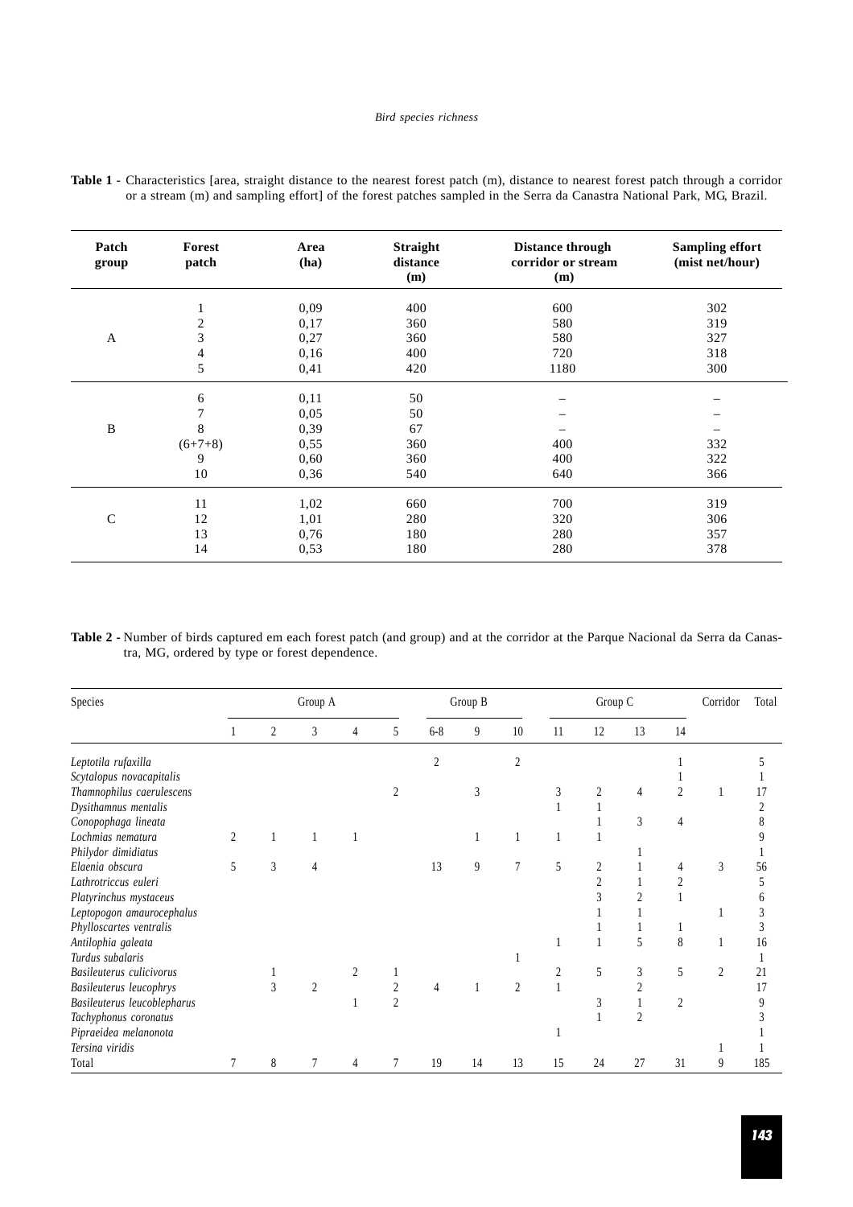**Table 1** - Characteristics [area, straight distance to the nearest forest patch (m), distance to nearest forest patch through a corridor or a stream (m) and sampling effort] of the forest patches sampled in the Serra da Canastra National Park, MG, Brazil.

| Patch group | Forest patch | Area (ha) | Straight distance (m) | Distance through corridor or stream (m) | Sampling effort (mist net/hour) |
|---|---|---|---|---|---|
| A | 1 | 0,09 | 400 | 600 | 302 |
| | 2 | 0,17 | 360 | 580 | 319 |
| | 3 | 0,27 | 360 | 580 | 327 |
| | 4 | 0,16 | 400 | 720 | 318 |
| | 5 | 0,41 | 420 | 1180 | 300 |
| B | 6 | 0,11 | 50 | – | – |
| | 7 | 0,05 | 50 | – | – |
| | 8 | 0,39 | 67 | – | – |
| | (6+7+8) | 0,55 | 360 | 400 | 332 |
| | 9 | 0,60 | 360 | 400 | 322 |
| | 10 | 0,36 | 540 | 640 | 366 |
| C | 11 | 1,02 | 660 | 700 | 319 |
| | 12 | 1,01 | 280 | 320 | 306 |
| | 13 | 0,76 | 180 | 280 | 357 |
| | 14 | 0,53 | 180 | 280 | 378 |

**Table 2 -** Number of birds captured em each forest patch (and group) and at the corridor at the Parque Nacional da Serra da Canastra, MG, ordered by type or forest dependence.

| Species | Group A | | | | | Group B | | | Group C | | | | Corridor | Total |
|---|---|---|---|---|---|---|---|---|---|---|---|---|---|---|
| | 1 | 2 | 3 | 4 | 5 | 6-8 | 9 | 10 | 11 | 12 | 13 | 14 | | |
| *Leptotila rufaxilla* | | | | | | 2 | | 2 | | | | 1 | | 5 |
| *Scytalopus novacapitalis* | | | | | | | | | | | | 1 | | 1 |
| *Thamnophilus caerulescens* | | | | | 2 | | 3 | | 3 | 2 | 4 | 2 | 1 | 17 |
| *Dysithamnus mentalis* | | | | | | | | | 1 | 1 | | | | 2 |
| *Conopophaga lineata* | | | | | | | | | | 1 | 3 | 4 | | 8 |
| *Lochmias nematura* | 2 | 1 | 1 | 1 | | | 1 | 1 | 1 | 1 | | | | 9 |
| *Philydor dimidiatus* | | | | | | | | | | | 1 | | | 1 |
| *Elaenia obscura* | 5 | 3 | 4 | | | 13 | 9 | 7 | 5 | 2 | 1 | 4 | 3 | 56 |
| *Lathrotriccus euleri* | | | | | | | | | | 2 | 1 | 2 | | 5 |
| *Platyrinchus mystaceus* | | | | | | | | | | 3 | 2 | 1 | | 6 |
| *Leptopogon amaurocephalus* | | | | | | | | | | 1 | 1 | | 1 | 3 |
| *Phylloscartes ventralis* | | | | | | | | | | 1 | 1 | 1 | | 3 |
| *Antilophia galeata* | | | | | | | | | 1 | 1 | 5 | 8 | 1 | 16 |
| *Turdus subalaris* | | | | | | | | 1 | | | | | | 1 |
| *Basileuterus culicivorus* | | 1 | | 2 | 1 | | | | 2 | 5 | 3 | 5 | 2 | 21 |
| *Basileuterus leucophrys* | | 3 | 2 | | 2 | 4 | 1 | 2 | 1 | | 2 | | | 17 |
| *Basileuterus leucoblepharus* | | | | 1 | 2 | | | | | 3 | 1 | 2 | | 9 |
| *Tachyphonus coronatus* | | | | | | | | | | 1 | 2 | | | 3 |
| *Pipraeidea melanonota* | | | | | | | | | 1 | | | | | 1 |
| *Tersina viridis* | | | | | | | | | | | | | 1 | 1 |
| Total | 7 | 8 | 7 | 4 | 7 | 19 | 14 | 13 | 15 | 24 | 27 | 31 | 9 | 185 |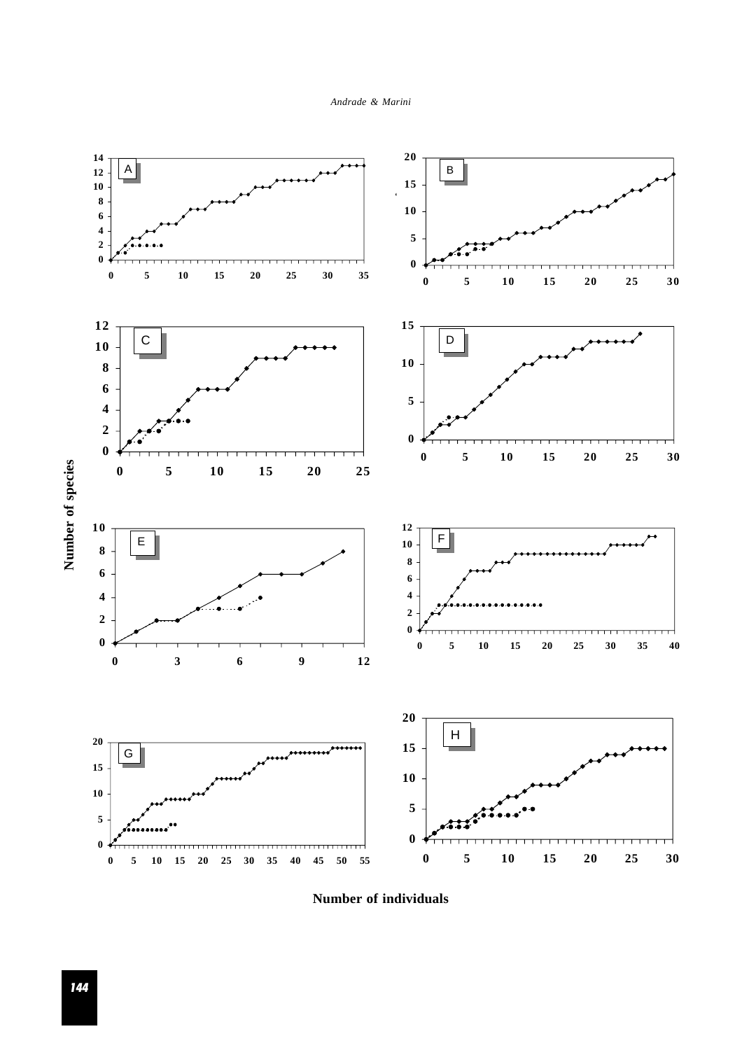A

14
12
10
8
6
4
2
0

0 5 10 15 20 25 30 35

B

20
15
10
5
0

0 5 10 15 20 25 30

C

12
10
8
6
4
2
0

0 5 10 15 20 25

D

15
10
5
0

0 5 10 15 20 25 30

E

10
8
6
4
2
0

0 3 6 9 12

F

12
10
8
6
4
2
0

0 5 10 15 20 25 30 35 40

G

20
15
10
5
0

0 5 10 15 20 25 30 35 40 45 50 55

H

20
15
10
5
0

0 5 10 15 20 25 30

Number of species

Number of individuals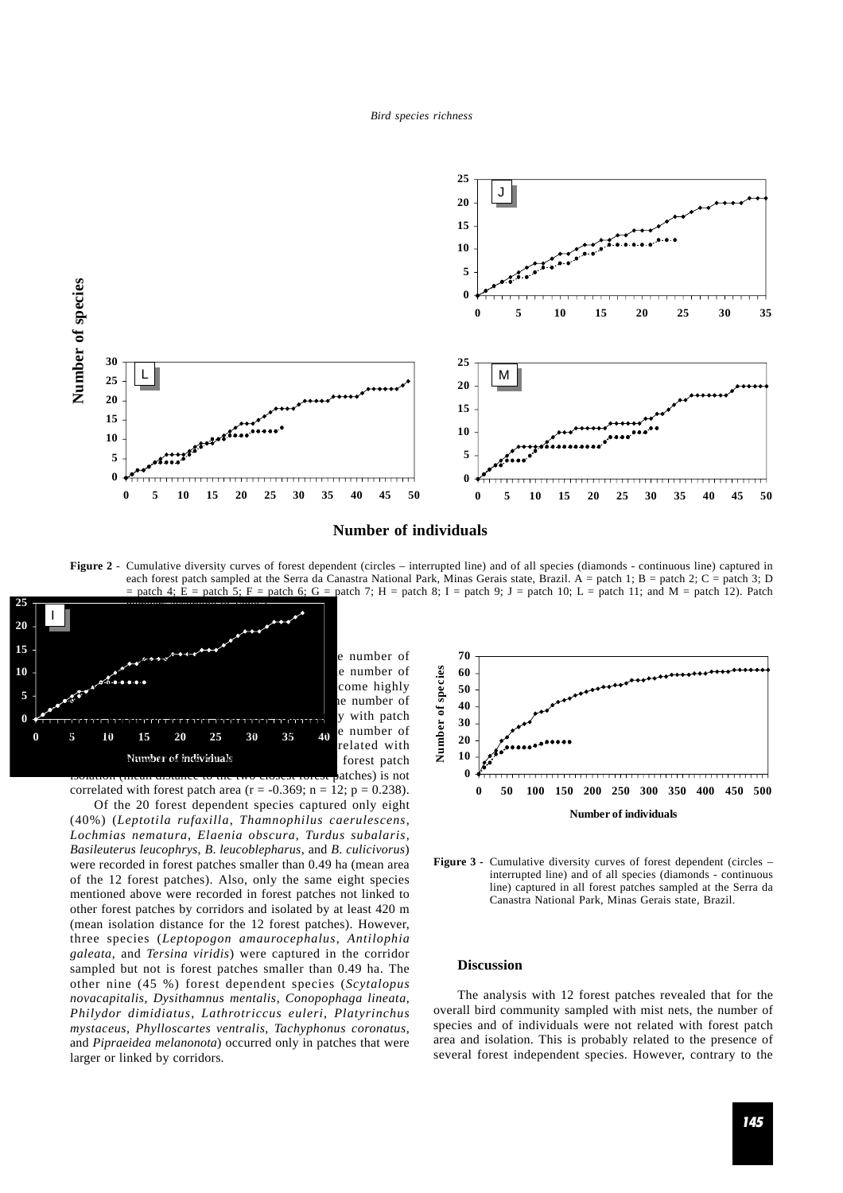25
J
20
15
10
5
0
0 5 10 15 20 25 30 35

Number of species

30
L
25
20
15
10
5
0
0 5 10 15 20 25 30 35 40 45 50

25
M
20
15
10
5
0
0 5 10 15 20 25 30 35 40 45 50

Number of individuals

**Figure 2 -** Cumulative diversity curves of forest dependent (circles – interrupted line) and of all species (diamonds - continuous line) captured in each forest patch sampled at the Serra da Canastra National Park, Minas Gerais state, Brazil. A = patch 1; B = patch 2; C = patch 3; D = patch 4; E = patch 5; F = patch 6; G = patch 7; H = patch 8; I = patch 9; J = patch 10; L = patch 11; and M = patch 12). Patch

25
I
20
15
10
5
0
0 5 10 15 20 25 30 35 40
Number of individuals

e number of e number of come highly e number of y with patch e number of related with forest patch isolation (mean distance to the two closest forest patches) is not correlated with forest patch area ($r = -0.369$; $n = 12$; $p = 0.238$).

Of the 20 forest dependent species captured only eight (40%) (*Leptotila rufaxilla*, *Thamnophilus caerulescens*, *Lochmias nematura*, *Elaenia obscura*, *Turdus subalaris*, *Basileuterus leucophrys*, *B. leucoblepharus*, and *B. culicivorus*) were recorded in forest patches smaller than 0.49 ha (mean area of the 12 forest patches). Also, only the same eight species mentioned above were recorded in forest patches not linked to other forest patches by corridors and isolated by at least 420 m (mean isolation distance for the 12 forest patches). However, three species (*Leptopogon amaurocephalus*, *Antilophia galeata*, and *Tersina viridis*) were captured in the corridor sampled but not is forest patches smaller than 0.49 ha. The other nine (45 %) forest dependent species (*Scytalopus novacapitalis*, *Dysithamnus mentalis*, *Conopophaga lineata*, *Philydor dimidiatus*, *Lathrotriccus euleri*, *Platyrinchus mystaceus*, *Phylloscartes ventralis*, *Tachyphonus coronatus*, and *Pipraeidea melanonota*) occurred only in patches that were larger or linked by corridors.

70
60
50
40
30
20
10
0
Number of species
0 50 100 150 200 250 300 350 400 450 500
Number of individuals

**Figure 3 -** Cumulative diversity curves of forest dependent (circles – interrupted line) and of all species (diamonds - continuous line) captured in all forest patches sampled at the Serra da Canastra National Park, Minas Gerais state, Brazil.

### Discussion

The analysis with 12 forest patches revealed that for the overall bird community sampled with mist nets, the number of species and of individuals were not related with forest patch area and isolation. This is probably related to the presence of several forest independent species. However, contrary to the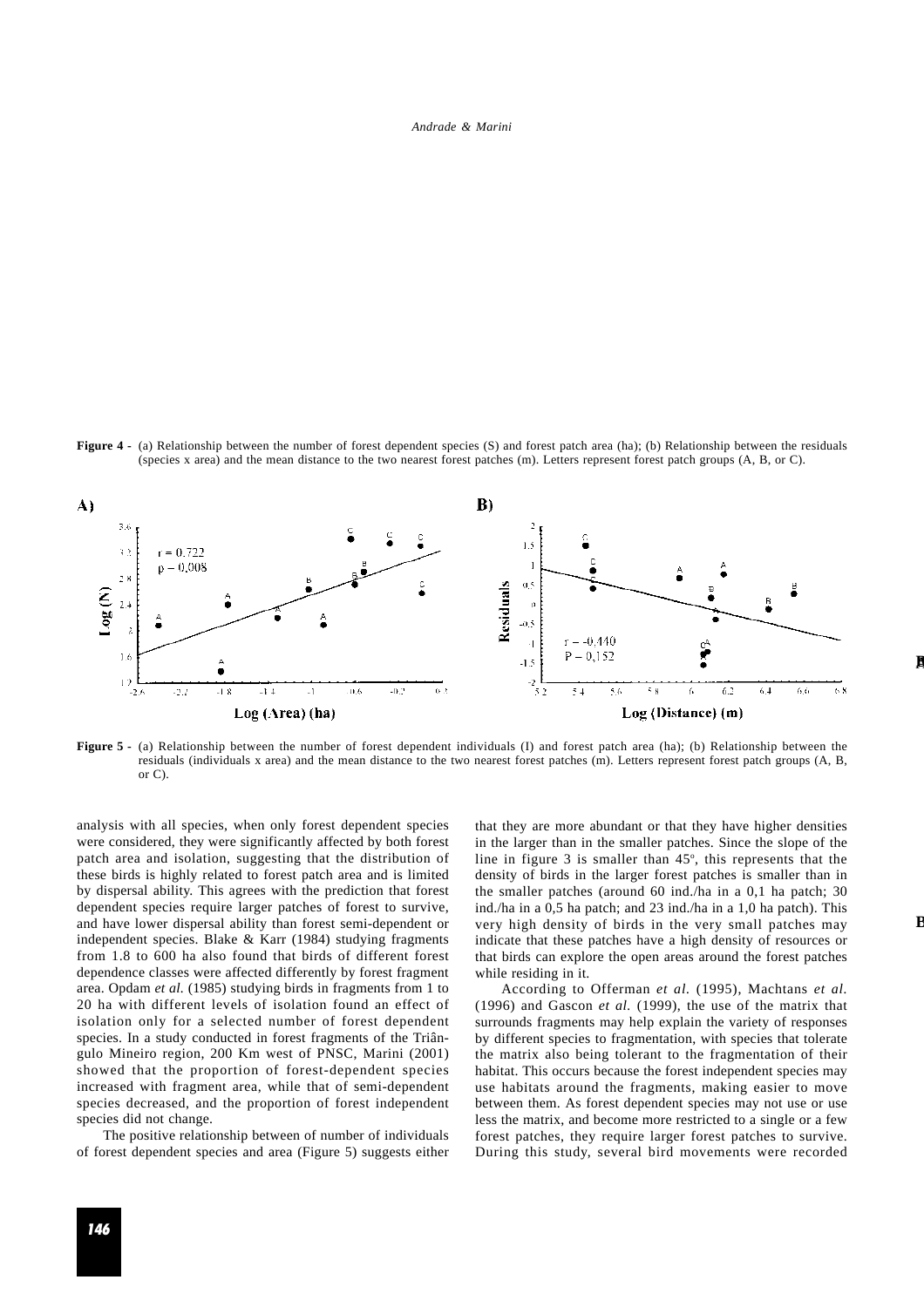**Figure 4 -** (a) Relationship between the number of forest dependent species (S) and forest patch area (ha); (b) Relationship between the residuals (species x area) and the mean distance to the two nearest forest patches (m). Letters represent forest patch groups (A, B, or C).

A)

r = 0,722
p = 0,008

Log (N)

Log (Area) (ha)

B)

r = -0,440
P = 0,152

Residuals

Log (Distance) (m)

**Figure 5 -** (a) Relationship between the number of forest dependent individuals (I) and forest patch area (ha); (b) Relationship between the residuals (individuals x area) and the mean distance to the two nearest forest patches (m). Letters represent forest patch groups (A, B, or C).

analysis with all species, when only forest dependent species were considered, they were significantly affected by both forest patch area and isolation, suggesting that the distribution of these birds is highly related to forest patch area and is limited by dispersal ability. This agrees with the prediction that forest dependent species require larger patches of forest to survive, and have lower dispersal ability than forest semi-dependent or independent species. Blake & Karr (1984) studying fragments from 1.8 to 600 ha also found that birds of different forest dependence classes were affected differently by forest fragment area. Opdam *et al.* (1985) studying birds in fragments from 1 to 20 ha with different levels of isolation found an effect of isolation only for a selected number of forest dependent species. In a study conducted in forest fragments of the Triângulo Mineiro region, 200 Km west of PNSC, Marini (2001) showed that the proportion of forest-dependent species increased with fragment area, while that of semi-dependent species decreased, and the proportion of forest independent species did not change.

The positive relationship between of number of individuals of forest dependent species and area (Figure 5) suggests either that they are more abundant or that they have higher densities in the larger than in the smaller patches. Since the slope of the line in figure 3 is smaller than 45°, this represents that the density of birds in the larger forest patches is smaller than in the smaller patches (around 60 ind./ha in a 0,1 ha patch; 30 ind./ha in a 0,5 ha patch; and 23 ind./ha in a 1,0 ha patch). This very high density of birds in the very small patches may indicate that these patches have a high density of resources or that birds can explore the open areas around the forest patches while residing in it.

According to Offerman *et al.* (1995), Machtans *et al.* (1996) and Gascon *et al.* (1999), the use of the matrix that surrounds fragments may help explain the variety of responses by different species to fragmentation, with species that tolerate the matrix also being tolerant to the fragmentation of their habitat. This occurs because the forest independent species may use habitats around the fragments, making easier to move between them. As forest dependent species may not use or use less the matrix, and become more restricted to a single or a few forest patches, they require larger forest patches to survive. During this study, several bird movements were recorded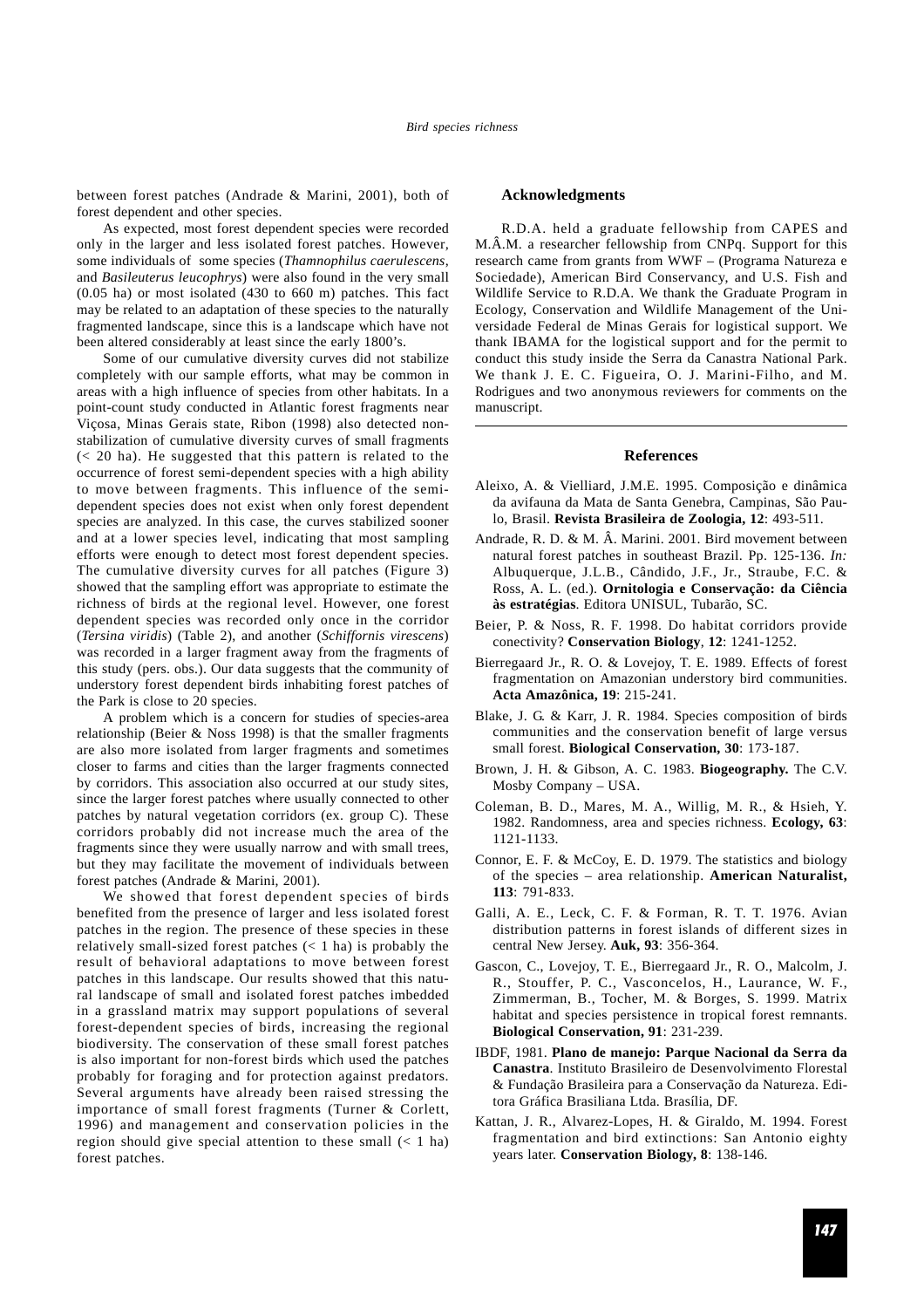between forest patches (Andrade & Marini, 2001), both of forest dependent and other species.

As expected, most forest dependent species were recorded only in the larger and less isolated forest patches. However, some individuals of some species (*Thamnophilus caerulescens*, and *Basileuterus leucophrys*) were also found in the very small (0.05 ha) or most isolated (430 to 660 m) patches. This fact may be related to an adaptation of these species to the naturally fragmented landscape, since this is a landscape which have not been altered considerably at least since the early 1800's.

Some of our cumulative diversity curves did not stabilize completely with our sample efforts, what may be common in areas with a high influence of species from other habitats. In a point-count study conducted in Atlantic forest fragments near Viçosa, Minas Gerais state, Ribon (1998) also detected non-stabilization of cumulative diversity curves of small fragments (< 20 ha). He suggested that this pattern is related to the occurrence of forest semi-dependent species with a high ability to move between fragments. This influence of the semi-dependent species does not exist when only forest dependent species are analyzed. In this case, the curves stabilized sooner and at a lower species level, indicating that most sampling efforts were enough to detect most forest dependent species. The cumulative diversity curves for all patches (Figure 3) showed that the sampling effort was appropriate to estimate the richness of birds at the regional level. However, one forest dependent species was recorded only once in the corridor (*Tersina viridis*) (Table 2), and another (*Schiffornis virescens*) was recorded in a larger fragment away from the fragments of this study (pers. obs.). Our data suggests that the community of understory forest dependent birds inhabiting forest patches of the Park is close to 20 species.

A problem which is a concern for studies of species-area relationship (Beier & Noss 1998) is that the smaller fragments are also more isolated from larger fragments and sometimes closer to farms and cities than the larger fragments connected by corridors. This association also occurred at our study sites, since the larger forest patches where usually connected to other patches by natural vegetation corridors (ex. group C). These corridors probably did not increase much the area of the fragments since they were usually narrow and with small trees, but they may facilitate the movement of individuals between forest patches (Andrade & Marini, 2001).

We showed that forest dependent species of birds benefited from the presence of larger and less isolated forest patches in the region. The presence of these species in these relatively small-sized forest patches (< 1 ha) is probably the result of behavioral adaptations to move between forest patches in this landscape. Our results showed that this natural landscape of small and isolated forest patches imbedded in a grassland matrix may support populations of several forest-dependent species of birds, increasing the regional biodiversity. The conservation of these small forest patches is also important for non-forest birds which used the patches probably for foraging and for protection against predators. Several arguments have already been raised stressing the importance of small forest fragments (Turner & Corlett, 1996) and management and conservation policies in the region should give special attention to these small (< 1 ha) forest patches.

### Acknowledgments

R.D.A. held a graduate fellowship from CAPES and M.Â.M. a researcher fellowship from CNPq. Support for this research came from grants from WWF – (Programa Natureza e Sociedade), American Bird Conservancy, and U.S. Fish and Wildlife Service to R.D.A. We thank the Graduate Program in Ecology, Conservation and Wildlife Management of the Universidade Federal de Minas Gerais for logistical support. We thank IBAMA for the logistical support and for the permit to conduct this study inside the Serra da Canastra National Park. We thank J. E. C. Figueira, O. J. Marini-Filho, and M. Rodrigues and two anonymous reviewers for comments on the manuscript.

### References

Aleixo, A. & Vielliard, J.M.E. 1995. Composição e dinâmica da avifauna da Mata de Santa Genebra, Campinas, São Paulo, Brasil. **Revista Brasileira de Zoologia, 12**: 493-511.

Andrade, R. D. & M. Â. Marini. 2001. Bird movement between natural forest patches in southeast Brazil. Pp. 125-136. *In:* Albuquerque, J.L.B., Cândido, J.F., Jr., Straube, F.C. & Ross, A. L. (ed.). **Ornitologia e Conservação: da Ciência às estratégias**. Editora UNISUL, Tubarão, SC.

Beier, P. & Noss, R. F. 1998. Do habitat corridors provide conectivity? **Conservation Biology**, **12**: 1241-1252.

Bierregaard Jr., R. O. & Lovejoy, T. E. 1989. Effects of forest fragmentation on Amazonian understory bird communities. **Acta Amazônica, 19**: 215-241.

Blake, J. G. & Karr, J. R. 1984. Species composition of birds communities and the conservation benefit of large versus small forest. **Biological Conservation, 30**: 173-187.

Brown, J. H. & Gibson, A. C. 1983. **Biogeography.** The C.V. Mosby Company – USA.

Coleman, B. D., Mares, M. A., Willig, M. R., & Hsieh, Y. 1982. Randomness, area and species richness. **Ecology, 63**: 1121-1133.

Connor, E. F. & McCoy, E. D. 1979. The statistics and biology of the species – area relationship. **American Naturalist, 113**: 791-833.

Galli, A. E., Leck, C. F. & Forman, R. T. T. 1976. Avian distribution patterns in forest islands of different sizes in central New Jersey. **Auk, 93**: 356-364.

Gascon, C., Lovejoy, T. E., Bierregaard Jr., R. O., Malcolm, J. R., Stouffer, P. C., Vasconcelos, H., Laurance, W. F., Zimmerman, B., Tocher, M. & Borges, S. 1999. Matrix habitat and species persistence in tropical forest remnants. **Biological Conservation, 91**: 231-239.

IBDF, 1981. **Plano de manejo: Parque Nacional da Serra da Canastra**. Instituto Brasileiro de Desenvolvimento Florestal & Fundação Brasileira para a Conservação da Natureza. Editora Gráfica Brasiliana Ltda. Brasília, DF.

Kattan, J. R., Alvarez-Lopes, H. & Giraldo, M. 1994. Forest fragmentation and bird extinctions: San Antonio eighty years later. **Conservation Biology, 8**: 138-146.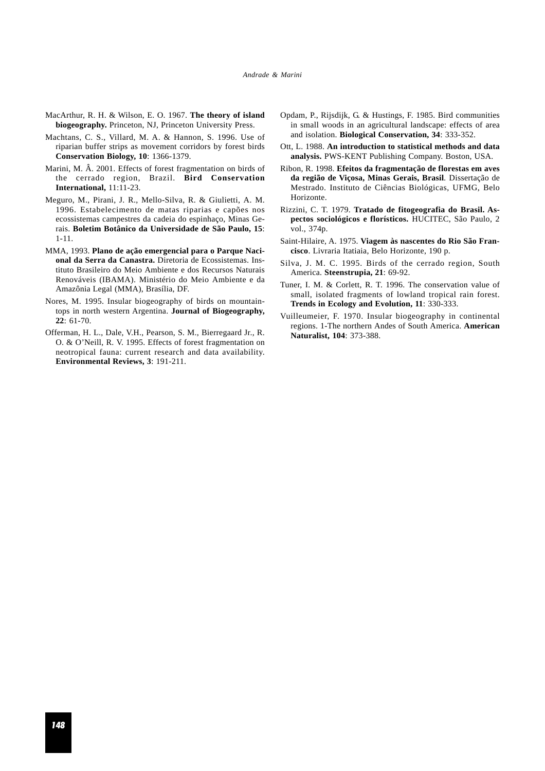MacArthur, R. H. & Wilson, E. O. 1967. **The theory of island biogeography.** Princeton, NJ, Princeton University Press.

Machtans, C. S., Villard, M. A. & Hannon, S. 1996. Use of riparian buffer strips as movement corridors by forest birds **Conservation Biology, 10**: 1366-1379.

Marini, M. Â. 2001. Effects of forest fragmentation on birds of the cerrado region, Brazil. **Bird Conservation International,** 11:11-23.

Meguro, M., Pirani, J. R., Mello-Silva, R. & Giulietti, A. M. 1996. Estabelecimento de matas riparias e capões nos ecossistemas campestres da cadeia do espinhaço, Minas Gerais. **Boletim Botânico da Universidade de São Paulo, 15**: 1-11.

MMA, 1993. **Plano de ação emergencial para o Parque Nacional da Serra da Canastra.** Diretoria de Ecossistemas. Instituto Brasileiro do Meio Ambiente e dos Recursos Naturais Renováveis (IBAMA). Ministério do Meio Ambiente e da Amazônia Legal (MMA), Brasília, DF.

Nores, M. 1995. Insular biogeography of birds on mountaintops in north western Argentina. **Journal of Biogeography, 22**: 61-70.

Offerman, H. L., Dale, V.H., Pearson, S. M., Bierregaard Jr., R. O. & O'Neill, R. V. 1995. Effects of forest fragmentation on neotropical fauna: current research and data availability. **Environmental Reviews, 3**: 191-211.

Opdam, P., Rijsdijk, G. & Hustings, F. 1985. Bird communities in small woods in an agricultural landscape: effects of area and isolation. **Biological Conservation, 34**: 333-352.

Ott, L. 1988. **An introduction to statistical methods and data analysis.** PWS-KENT Publishing Company. Boston, USA.

Ribon, R. 1998. **Efeitos da fragmentação de florestas em aves da região de Viçosa, Minas Gerais, Brasil**. Dissertação de Mestrado. Instituto de Ciências Biológicas, UFMG, Belo Horizonte.

Rizzini, C. T. 1979. **Tratado de fitogeografia do Brasil. Aspectos sociológicos e florísticos.** HUCITEC, São Paulo, 2 vol., 374p.

Saint-Hilaire, A. 1975. **Viagem às nascentes do Rio São Francisco**. Livraria Itatiaia, Belo Horizonte, 190 p.

Silva, J. M. C. 1995. Birds of the cerrado region, South America. **Steenstrupia, 21**: 69-92.

Tuner, I. M. & Corlett, R. T. 1996. The conservation value of small, isolated fragments of lowland tropical rain forest. **Trends in Ecology and Evolution, 11**: 330-333.

Vuilleumeier, F. 1970. Insular biogeography in continental regions. 1-The northern Andes of South America. **American Naturalist, 104**: 373-388.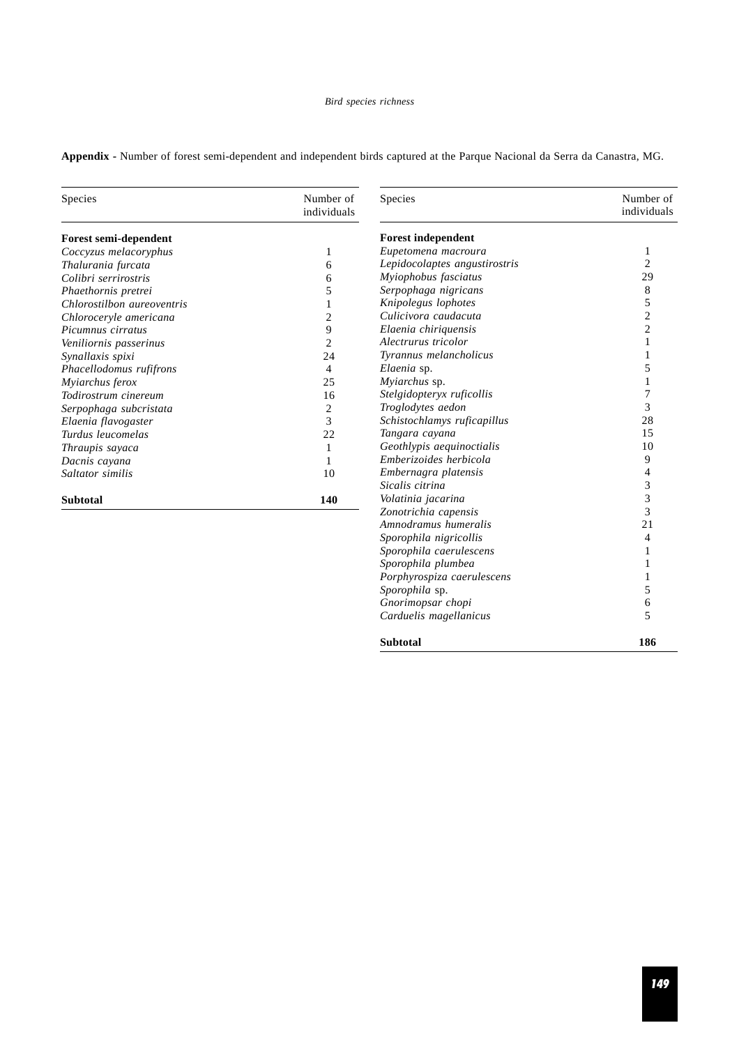**Appendix** - Number of forest semi-dependent and independent birds captured at the Parque Nacional da Serra da Canastra, MG.

| Species | Number of individuals |
|---|---|
| **Forest semi-dependent** | |
| *Coccyzus melacoryphus* | 1 |
| *Thalurania furcata* | 6 |
| *Colibri serrirostris* | 6 |
| *Phaethornis pretrei* | 5 |
| *Chlorostilbon aureoventris* | 1 |
| *Chloroceryle americana* | 2 |
| *Picumnus cirratus* | 9 |
| *Veniliornis passerinus* | 2 |
| *Synallaxis spixi* | 24 |
| *Phacellodomus rufifrons* | 4 |
| *Myiarchus ferox* | 25 |
| *Todirostrum cinereum* | 16 |
| *Serpophaga subcristata* | 2 |
| *Elaenia flavogaster* | 3 |
| *Turdus leucomelas* | 22 |
| *Thraupis sayaca* | 1 |
| *Dacnis cayana* | 1 |
| *Saltator similis* | 10 |
| **Subtotal** | **140** |

| Species | Number of individuals |
|---|---|
| **Forest independent** | |
| *Eupetomena macroura* | 1 |
| *Lepidocolaptes angustirostris* | 2 |
| *Myiophobus fasciatus* | 29 |
| *Serpophaga nigricans* | 8 |
| *Knipolegus lophotes* | 5 |
| *Culicivora caudacuta* | 2 |
| *Elaenia chiriquensis* | 2 |
| *Alectrurus tricolor* | 1 |
| *Tyrannus melancholicus* | 1 |
| *Elaenia* sp. | 5 |
| *Myiarchus* sp. | 1 |
| *Stelgidopteryx ruficollis* | 7 |
| *Troglodytes aedon* | 3 |
| *Schistochlamys ruficapillus* | 28 |
| *Tangara cayana* | 15 |
| *Geothlypis aequinoctialis* | 10 |
| *Emberizoides herbicola* | 9 |
| *Embernagra platensis* | 4 |
| *Sicalis citrina* | 3 |
| *Volatinia jacarina* | 3 |
| *Zonotrichia capensis* | 3 |
| *Amnodramus humeralis* | 21 |
| *Sporophila nigricollis* | 4 |
| *Sporophila caerulescens* | 1 |
| *Sporophila plumbea* | 1 |
| *Porphyrospiza caerulescens* | 1 |
| *Sporophila* sp. | 5 |
| *Gnorimopsar chopi* | 6 |
| *Carduelis magellanicus* | 5 |
| **Subtotal** | **186** |